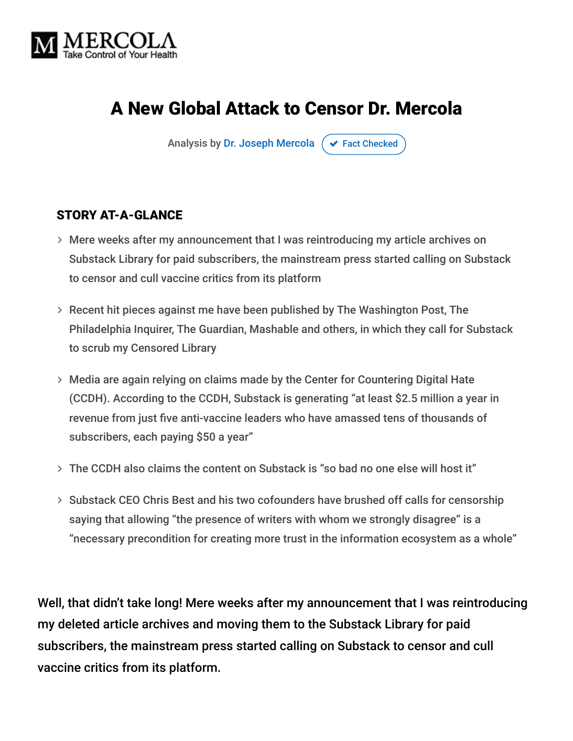# A New Global Attack to Censor Dr. Mercola

Analysis by Dr. Joseph Mercola ✔ Fact Checked

## STORY AT-A-GLANCE

- Mere weeks after my announcement that I was reintroducing my article archives on Substack Library for paid subscribers, the mainstream press started calling on Substack to censor and cull vaccine critics from its platform
- Recent hit pieces against me have been published by The Washington Post, The Philadelphia Inquirer, The Guardian, Mashable and others, in which they call for Substack to scrub my Censored Library
- Media are again relying on claims made by the Center for Countering Digital Hate (CCDH). According to the CCDH, Substack is generating "at least $2.5 million a year in revenue from just five anti-vaccine leaders who have amassed tens of thousands of subscribers, each paying $50 a year"
- The CCDH also claims the content on Substack is "so bad no one else will host it"
- Substack CEO Chris Best and his two cofounders have brushed off calls for censorship saying that allowing "the presence of writers with whom we strongly disagree" is a "necessary precondition for creating more trust in the information ecosystem as a whole"

Well, that didn't take long! Mere weeks after my announcement that I was reintroducing my deleted article archives and moving them to the Substack Library for paid subscribers, the mainstream press started calling on Substack to censor and cull vaccine critics from its platform.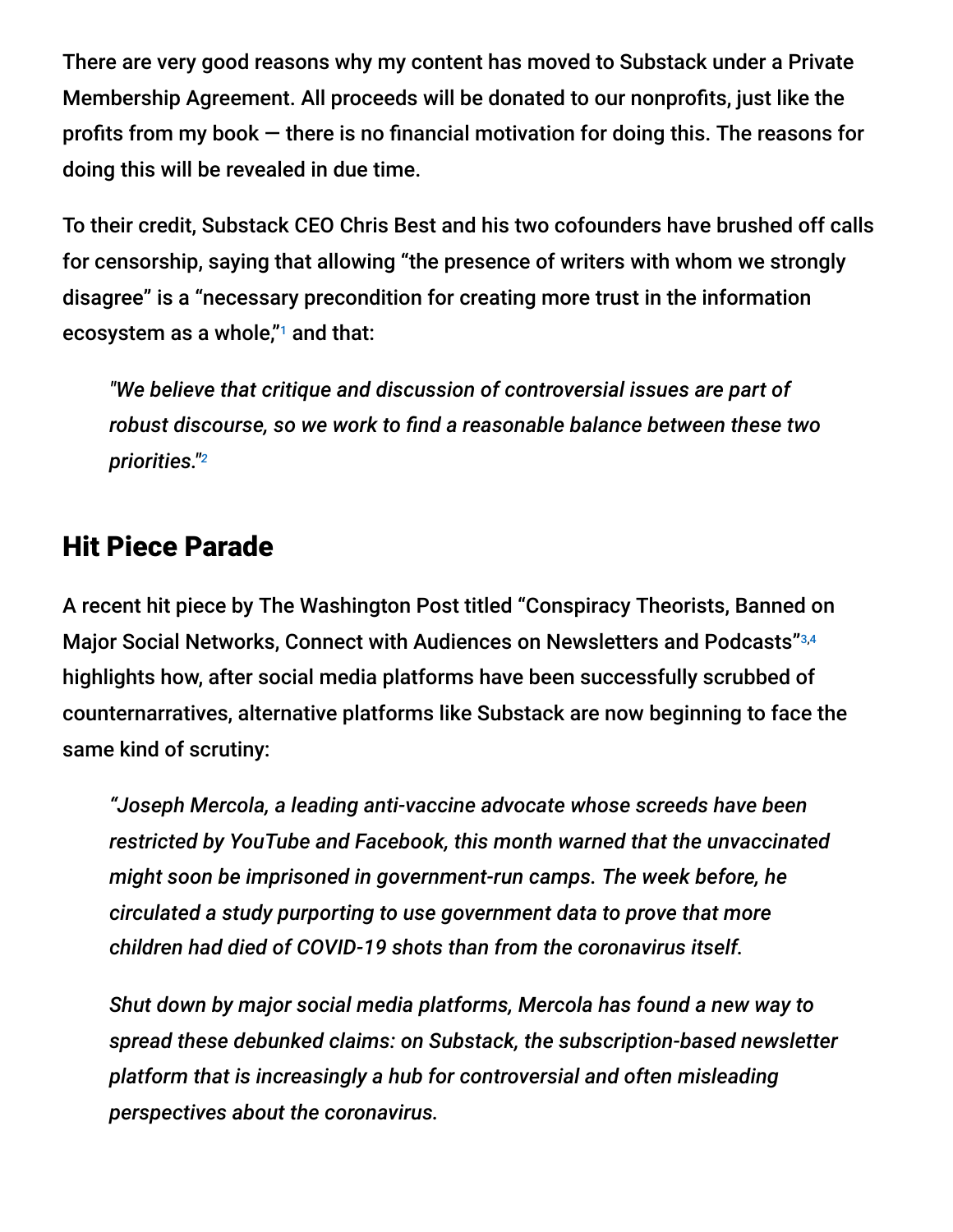There are very good reasons why my content has moved to Substack under a Private Membership Agreement. All proceeds will be donated to our nonprofits, just like the profits from my book — there is no financial motivation for doing this. The reasons for doing this will be revealed in due time.

To their credit, Substack CEO Chris Best and his two cofounders have brushed off calls for censorship, saying that allowing "the presence of writers with whom we strongly disagree" is a "necessary precondition for creating more trust in the information ecosystem as a whole,"[1] and that:

> *"We believe that critique and discussion of controversial issues are part of robust discourse, so we work to find a reasonable balance between these two priorities."*[2]

## Hit Piece Parade

A recent hit piece by The Washington Post titled "Conspiracy Theorists, Banned on Major Social Networks, Connect with Audiences on Newsletters and Podcasts"[3,4] highlights how, after social media platforms have been successfully scrubbed of counternarratives, alternative platforms like Substack are now beginning to face the same kind of scrutiny:

> *"Joseph Mercola, a leading anti-vaccine advocate whose screeds have been restricted by YouTube and Facebook, this month warned that the unvaccinated might soon be imprisoned in government-run camps. The week before, he circulated a study purporting to use government data to prove that more children had died of COVID-19 shots than from the coronavirus itself.*
>
> *Shut down by major social media platforms, Mercola has found a new way to spread these debunked claims: on Substack, the subscription-based newsletter platform that is increasingly a hub for controversial and often misleading perspectives about the coronavirus.*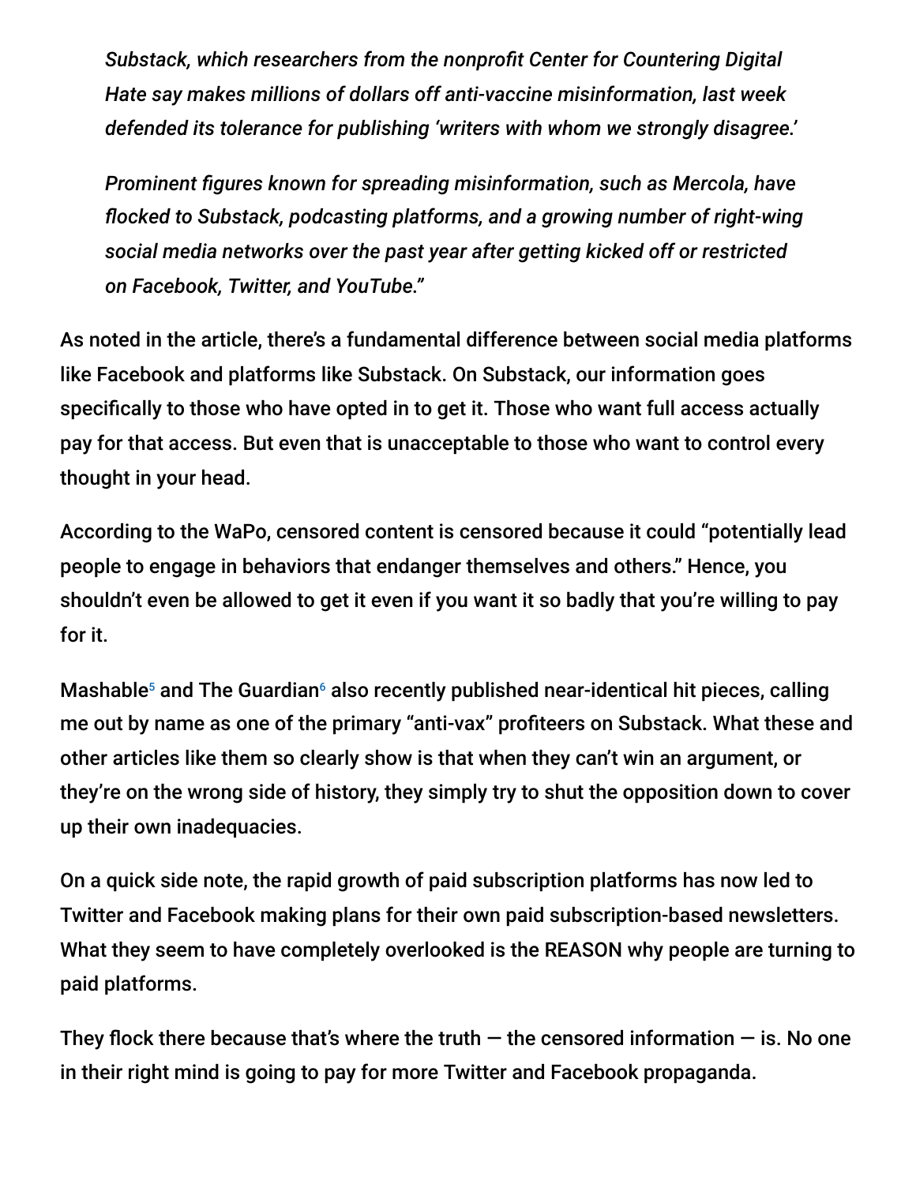> *Substack, which researchers from the nonprofit Center for Countering Digital Hate say makes millions of dollars off anti-vaccine misinformation, last week defended its tolerance for publishing 'writers with whom we strongly disagree.'*
>
> *Prominent figures known for spreading misinformation, such as Mercola, have flocked to Substack, podcasting platforms, and a growing number of right-wing social media networks over the past year after getting kicked off or restricted on Facebook, Twitter, and YouTube."*

As noted in the article, there's a fundamental difference between social media platforms like Facebook and platforms like Substack. On Substack, our information goes specifically to those who have opted in to get it. Those who want full access actually pay for that access. But even that is unacceptable to those who want to control every thought in your head.

According to the WaPo, censored content is censored because it could "potentially lead people to engage in behaviors that endanger themselves and others." Hence, you shouldn't even be allowed to get it even if you want it so badly that you're willing to pay for it.

Mashable[5] and The Guardian[6] also recently published near-identical hit pieces, calling me out by name as one of the primary "anti-vax" profiteers on Substack. What these and other articles like them so clearly show is that when they can't win an argument, or they're on the wrong side of history, they simply try to shut the opposition down to cover up their own inadequacies.

On a quick side note, the rapid growth of paid subscription platforms has now led to Twitter and Facebook making plans for their own paid subscription-based newsletters. What they seem to have completely overlooked is the REASON why people are turning to paid platforms.

They flock there because that's where the truth — the censored information — is. No one in their right mind is going to pay for more Twitter and Facebook propaganda.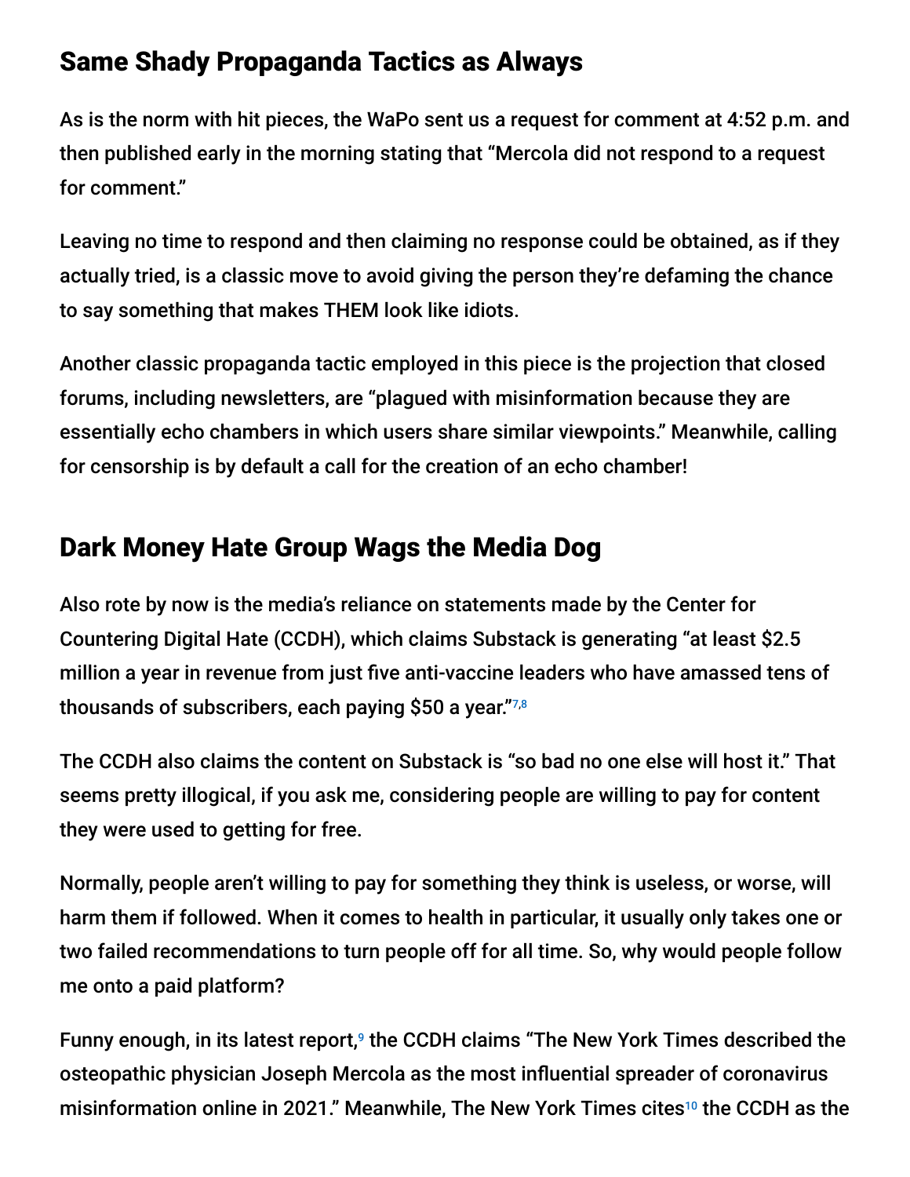## Same Shady Propaganda Tactics as Always

As is the norm with hit pieces, the WaPo sent us a request for comment at 4:52 p.m. and then published early in the morning stating that "Mercola did not respond to a request for comment."

Leaving no time to respond and then claiming no response could be obtained, as if they actually tried, is a classic move to avoid giving the person they're defaming the chance to say something that makes THEM look like idiots.

Another classic propaganda tactic employed in this piece is the projection that closed forums, including newsletters, are "plagued with misinformation because they are essentially echo chambers in which users share similar viewpoints." Meanwhile, calling for censorship is by default a call for the creation of an echo chamber!

## Dark Money Hate Group Wags the Media Dog

Also rote by now is the media's reliance on statements made by the Center for Countering Digital Hate (CCDH), which claims Substack is generating "at least $2.5 million a year in revenue from just five anti-vaccine leaders who have amassed tens of thousands of subscribers, each paying $50 a year."[7,8]

The CCDH also claims the content on Substack is "so bad no one else will host it." That seems pretty illogical, if you ask me, considering people are willing to pay for content they were used to getting for free.

Normally, people aren't willing to pay for something they think is useless, or worse, will harm them if followed. When it comes to health in particular, it usually only takes one or two failed recommendations to turn people off for all time. So, why would people follow me onto a paid platform?

Funny enough, in its latest report,[9] the CCDH claims "The New York Times described the osteopathic physician Joseph Mercola as the most influential spreader of coronavirus misinformation online in 2021." Meanwhile, The New York Times cites[10] the CCDH as the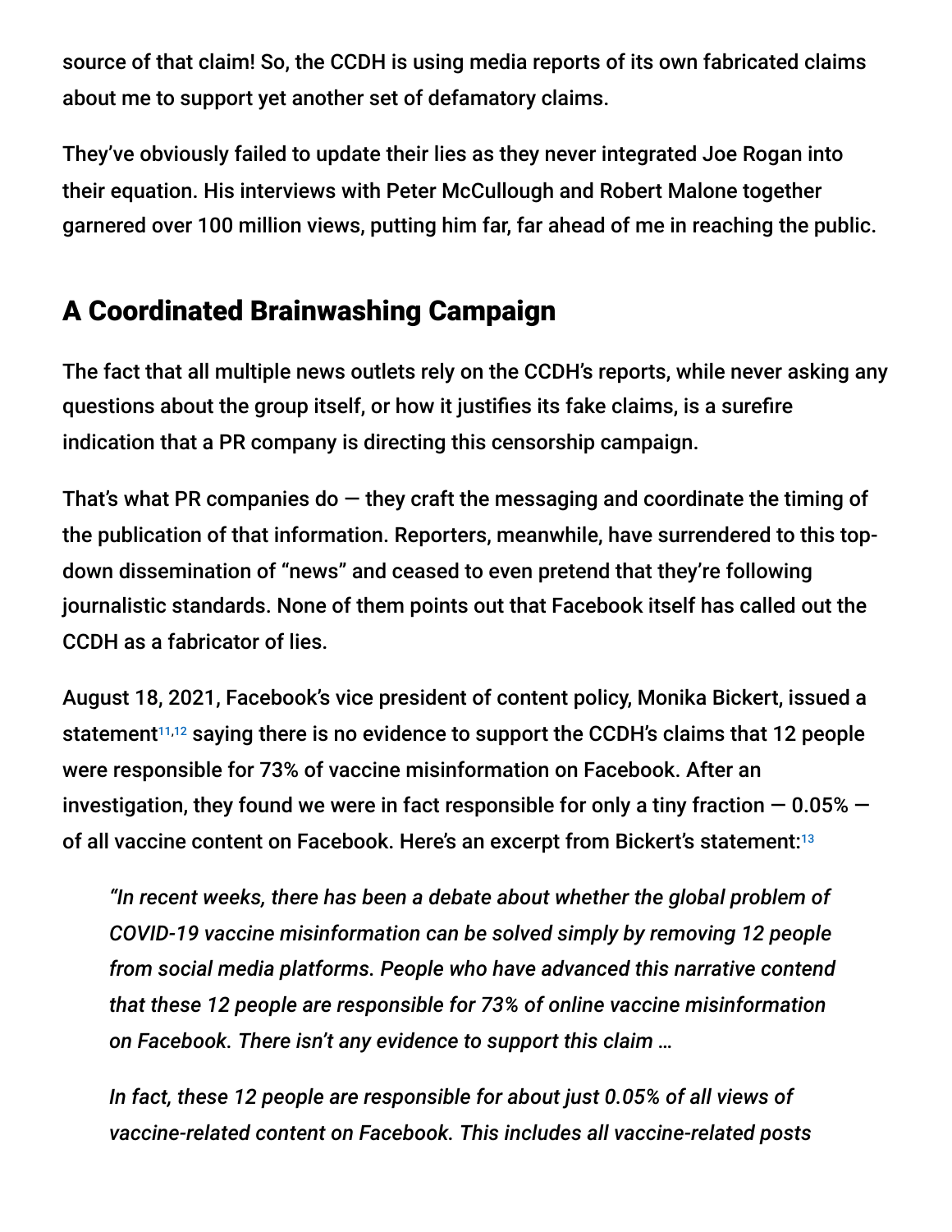source of that claim! So, the CCDH is using media reports of its own fabricated claims about me to support yet another set of defamatory claims.

They've obviously failed to update their lies as they never integrated Joe Rogan into their equation. His interviews with Peter McCullough and Robert Malone together garnered over 100 million views, putting him far, far ahead of me in reaching the public.

## A Coordinated Brainwashing Campaign

The fact that all multiple news outlets rely on the CCDH's reports, while never asking any questions about the group itself, or how it justifies its fake claims, is a surefire indication that a PR company is directing this censorship campaign.

That's what PR companies do — they craft the messaging and coordinate the timing of the publication of that information. Reporters, meanwhile, have surrendered to this top-down dissemination of "news" and ceased to even pretend that they're following journalistic standards. None of them points out that Facebook itself has called out the CCDH as a fabricator of lies.

August 18, 2021, Facebook's vice president of content policy, Monika Bickert, issued a statement[11,12] saying there is no evidence to support the CCDH's claims that 12 people were responsible for 73% of vaccine misinformation on Facebook. After an investigation, they found we were in fact responsible for only a tiny fraction — 0.05% — of all vaccine content on Facebook. Here's an excerpt from Bickert's statement:[13]

> *"In recent weeks, there has been a debate about whether the global problem of COVID-19 vaccine misinformation can be solved simply by removing 12 people from social media platforms. People who have advanced this narrative contend that these 12 people are responsible for 73% of online vaccine misinformation on Facebook. There isn't any evidence to support this claim …*
>
> *In fact, these 12 people are responsible for about just 0.05% of all views of vaccine-related content on Facebook. This includes all vaccine-related posts*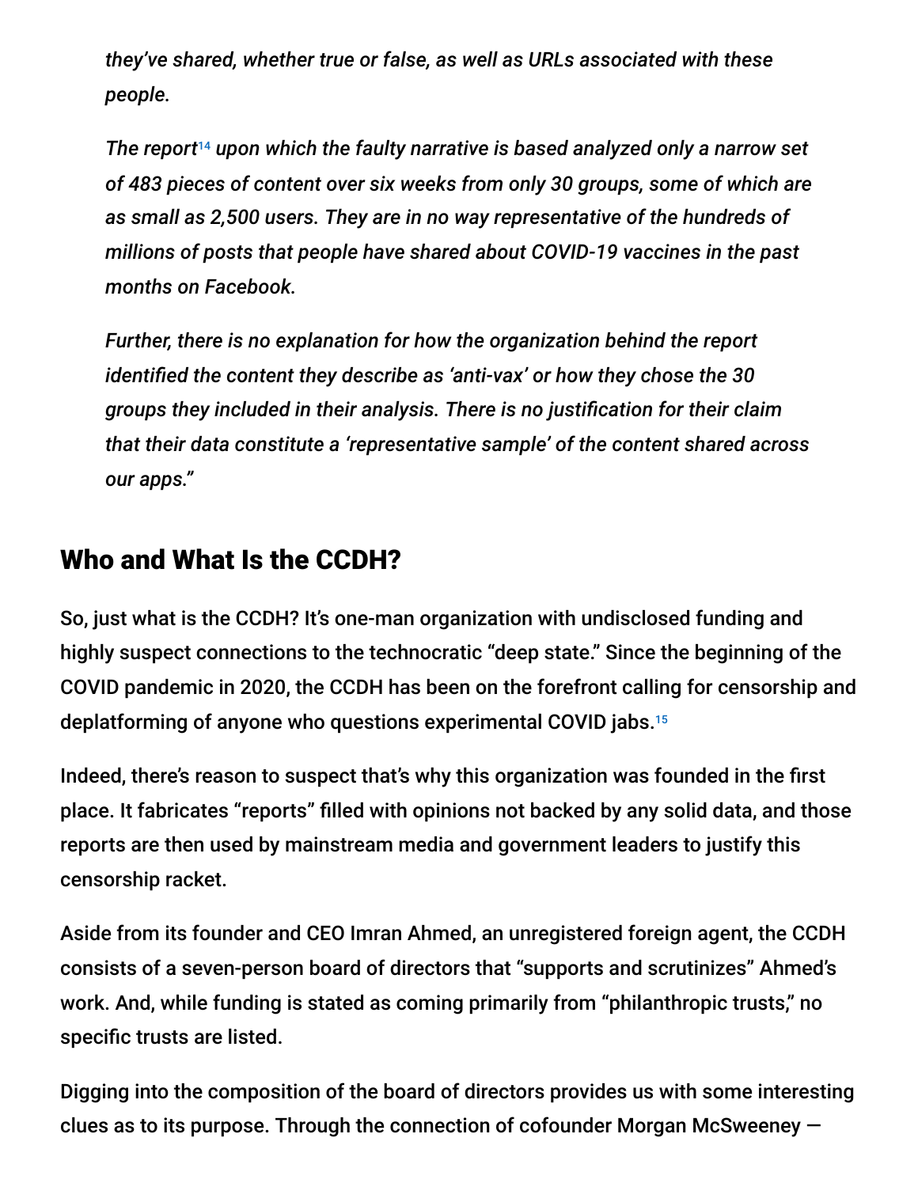*they've shared, whether true or false, as well as URLs associated with these people.*

*The report[14] upon which the faulty narrative is based analyzed only a narrow set of 483 pieces of content over six weeks from only 30 groups, some of which are as small as 2,500 users. They are in no way representative of the hundreds of millions of posts that people have shared about COVID-19 vaccines in the past months on Facebook.*

*Further, there is no explanation for how the organization behind the report identified the content they describe as 'anti-vax' or how they chose the 30 groups they included in their analysis. There is no justification for their claim that their data constitute a 'representative sample' of the content shared across our apps."*

## Who and What Is the CCDH?

So, just what is the CCDH? It's one-man organization with undisclosed funding and highly suspect connections to the technocratic "deep state." Since the beginning of the COVID pandemic in 2020, the CCDH has been on the forefront calling for censorship and deplatforming of anyone who questions experimental COVID jabs.[15]

Indeed, there's reason to suspect that's why this organization was founded in the first place. It fabricates "reports" filled with opinions not backed by any solid data, and those reports are then used by mainstream media and government leaders to justify this censorship racket.

Aside from its founder and CEO Imran Ahmed, an unregistered foreign agent, the CCDH consists of a seven-person board of directors that "supports and scrutinizes" Ahmed's work. And, while funding is stated as coming primarily from "philanthropic trusts," no specific trusts are listed.

Digging into the composition of the board of directors provides us with some interesting clues as to its purpose. Through the connection of cofounder Morgan McSweeney —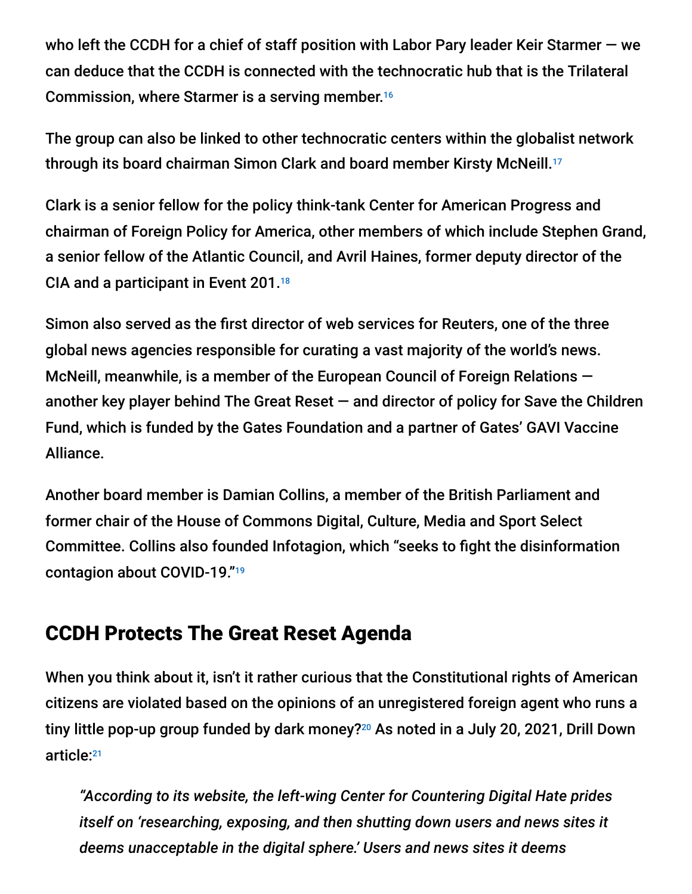who left the CCDH for a chief of staff position with Labor Pary leader Keir Starmer — we can deduce that the CCDH is connected with the technocratic hub that is the Trilateral Commission, where Starmer is a serving member.[16]

The group can also be linked to other technocratic centers within the globalist network through its board chairman Simon Clark and board member Kirsty McNeill.[17]

Clark is a senior fellow for the policy think-tank Center for American Progress and chairman of Foreign Policy for America, other members of which include Stephen Grand, a senior fellow of the Atlantic Council, and Avril Haines, former deputy director of the CIA and a participant in Event 201.[18]

Simon also served as the first director of web services for Reuters, one of the three global news agencies responsible for curating a vast majority of the world's news. McNeill, meanwhile, is a member of the European Council of Foreign Relations — another key player behind The Great Reset — and director of policy for Save the Children Fund, which is funded by the Gates Foundation and a partner of Gates' GAVI Vaccine Alliance.

Another board member is Damian Collins, a member of the British Parliament and former chair of the House of Commons Digital, Culture, Media and Sport Select Committee. Collins also founded Infotagion, which "seeks to fight the disinformation contagion about COVID-19."[19]

## CCDH Protects The Great Reset Agenda

When you think about it, isn't it rather curious that the Constitutional rights of American citizens are violated based on the opinions of an unregistered foreign agent who runs a tiny little pop-up group funded by dark money?[20] As noted in a July 20, 2021, Drill Down article:[21]

> *"According to its website, the left-wing Center for Countering Digital Hate prides itself on 'researching, exposing, and then shutting down users and news sites it deems unacceptable in the digital sphere.' Users and news sites it deems*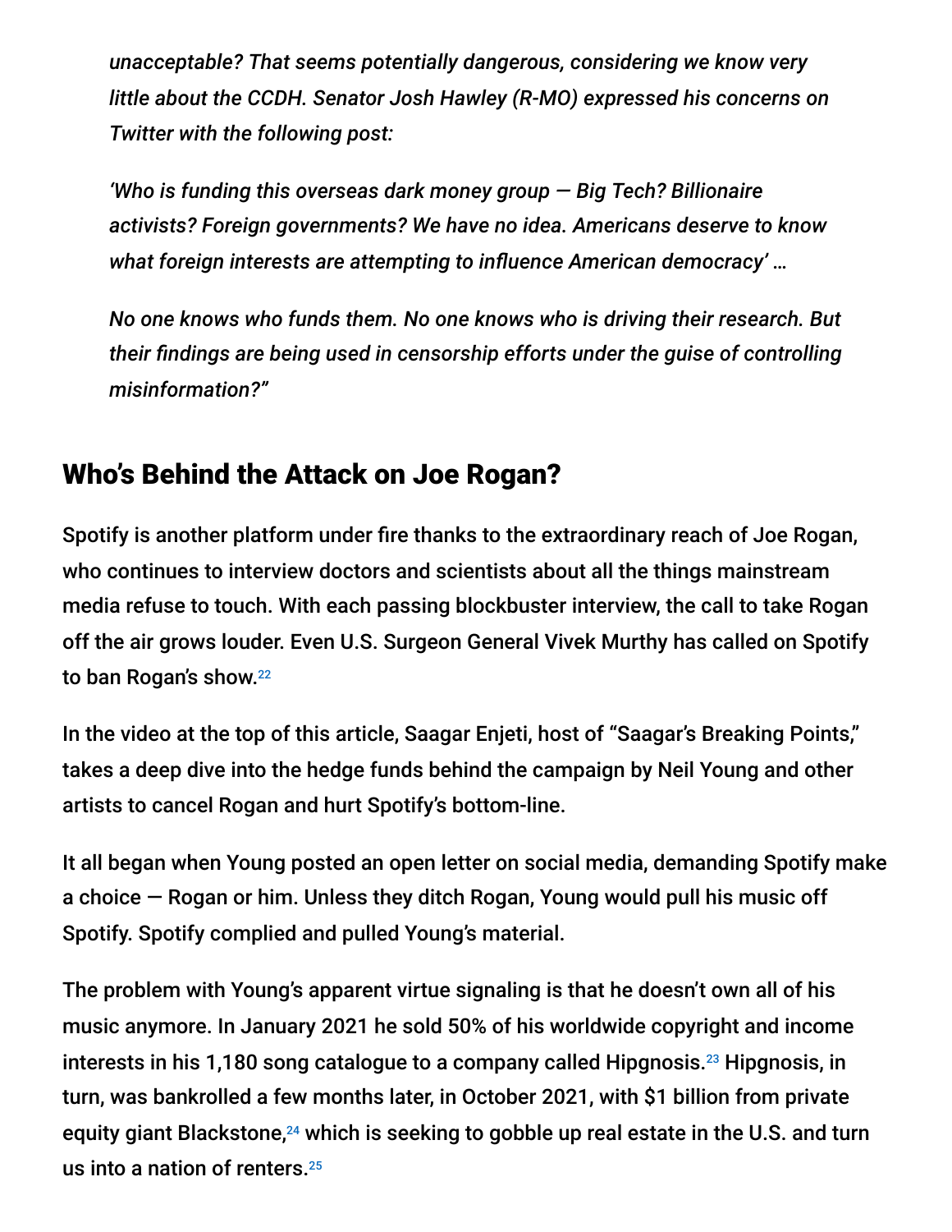*unacceptable? That seems potentially dangerous, considering we know very little about the CCDH. Senator Josh Hawley (R-MO) expressed his concerns on Twitter with the following post:*

*'Who is funding this overseas dark money group — Big Tech? Billionaire activists? Foreign governments? We have no idea. Americans deserve to know what foreign interests are attempting to influence American democracy' …*

*No one knows who funds them. No one knows who is driving their research. But their findings are being used in censorship efforts under the guise of controlling misinformation?"*

## Who's Behind the Attack on Joe Rogan?

Spotify is another platform under fire thanks to the extraordinary reach of Joe Rogan, who continues to interview doctors and scientists about all the things mainstream media refuse to touch. With each passing blockbuster interview, the call to take Rogan off the air grows louder. Even U.S. Surgeon General Vivek Murthy has called on Spotify to ban Rogan's show.[22]

In the video at the top of this article, Saagar Enjeti, host of "Saagar's Breaking Points," takes a deep dive into the hedge funds behind the campaign by Neil Young and other artists to cancel Rogan and hurt Spotify's bottom-line.

It all began when Young posted an open letter on social media, demanding Spotify make a choice — Rogan or him. Unless they ditch Rogan, Young would pull his music off Spotify. Spotify complied and pulled Young's material.

The problem with Young's apparent virtue signaling is that he doesn't own all of his music anymore. In January 2021 he sold 50% of his worldwide copyright and income interests in his 1,180 song catalogue to a company called Hipgnosis.[23] Hipgnosis, in turn, was bankrolled a few months later, in October 2021, with $1 billion from private equity giant Blackstone,[24] which is seeking to gobble up real estate in the U.S. and turn us into a nation of renters.[25]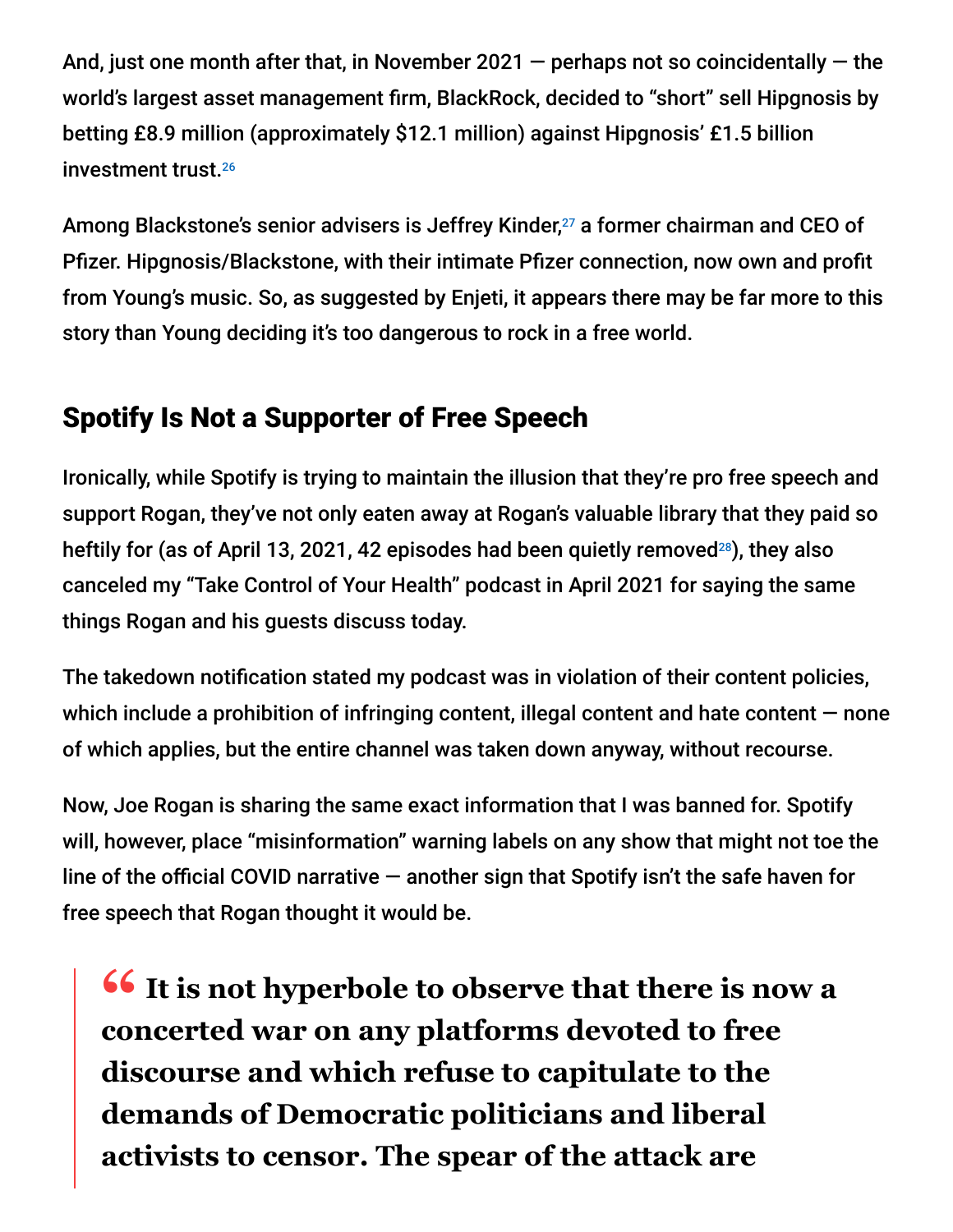And, just one month after that, in November 2021 — perhaps not so coincidentally — the world's largest asset management firm, BlackRock, decided to "short" sell Hipgnosis by betting £8.9 million (approximately $12.1 million) against Hipgnosis' £1.5 billion investment trust.[26]

Among Blackstone's senior advisers is Jeffrey Kinder,[27] a former chairman and CEO of Pfizer. Hipgnosis/Blackstone, with their intimate Pfizer connection, now own and profit from Young's music. So, as suggested by Enjeti, it appears there may be far more to this story than Young deciding it's too dangerous to rock in a free world.

## Spotify Is Not a Supporter of Free Speech

Ironically, while Spotify is trying to maintain the illusion that they're pro free speech and support Rogan, they've not only eaten away at Rogan's valuable library that they paid so heftily for (as of April 13, 2021, 42 episodes had been quietly removed[28]), they also canceled my "Take Control of Your Health" podcast in April 2021 for saying the same things Rogan and his guests discuss today.

The takedown notification stated my podcast was in violation of their content policies, which include a prohibition of infringing content, illegal content and hate content — none of which applies, but the entire channel was taken down anyway, without recourse.

Now, Joe Rogan is sharing the same exact information that I was banned for. Spotify will, however, place "misinformation" warning labels on any show that might not toe the line of the official COVID narrative — another sign that Spotify isn't the safe haven for free speech that Rogan thought it would be.

> **" It is not hyperbole to observe that there is now a concerted war on any platforms devoted to free discourse and which refuse to capitulate to the demands of Democratic politicians and liberal activists to censor. The spear of the attack are**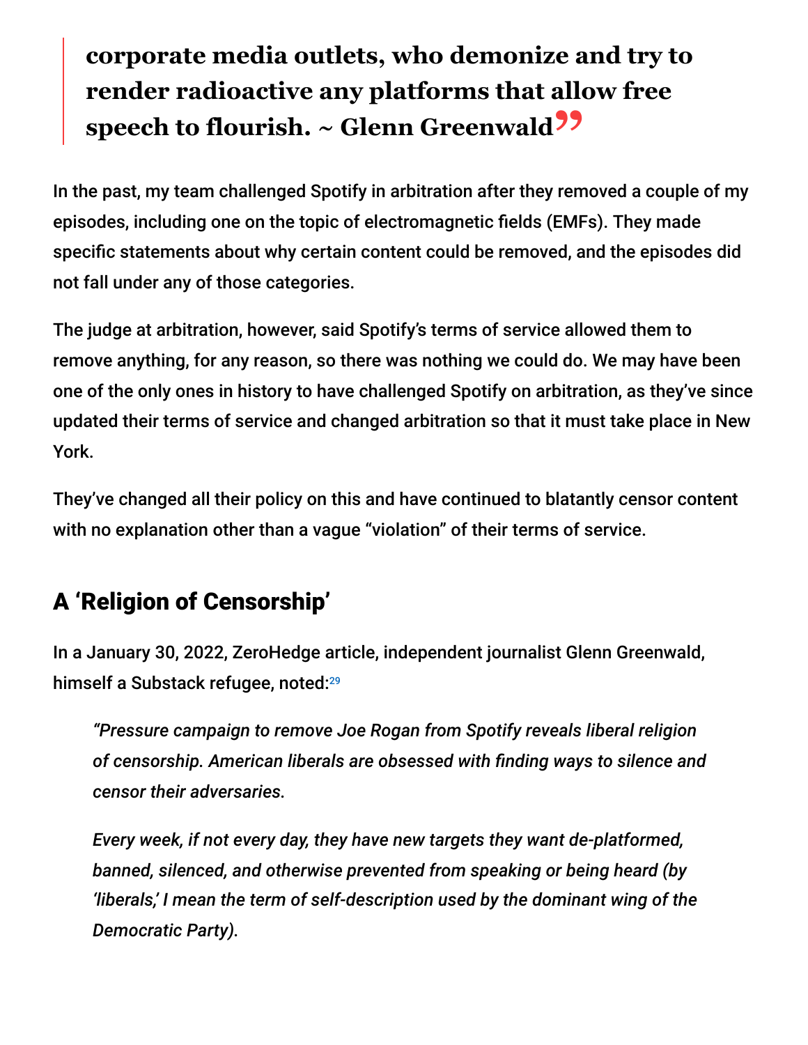> **corporate media outlets, who demonize and try to render radioactive any platforms that allow free speech to flourish. ~ Glenn Greenwald**

In the past, my team challenged Spotify in arbitration after they removed a couple of my episodes, including one on the topic of electromagnetic fields (EMFs). They made specific statements about why certain content could be removed, and the episodes did not fall under any of those categories.

The judge at arbitration, however, said Spotify's terms of service allowed them to remove anything, for any reason, so there was nothing we could do. We may have been one of the only ones in history to have challenged Spotify on arbitration, as they've since updated their terms of service and changed arbitration so that it must take place in New York.

They've changed all their policy on this and have continued to blatantly censor content with no explanation other than a vague "violation" of their terms of service.

## A 'Religion of Censorship'

In a January 30, 2022, ZeroHedge article, independent journalist Glenn Greenwald, himself a Substack refugee, noted:[29]

> *"Pressure campaign to remove Joe Rogan from Spotify reveals liberal religion of censorship. American liberals are obsessed with finding ways to silence and censor their adversaries.*
>
> *Every week, if not every day, they have new targets they want de-platformed, banned, silenced, and otherwise prevented from speaking or being heard (by 'liberals,' I mean the term of self-description used by the dominant wing of the Democratic Party).*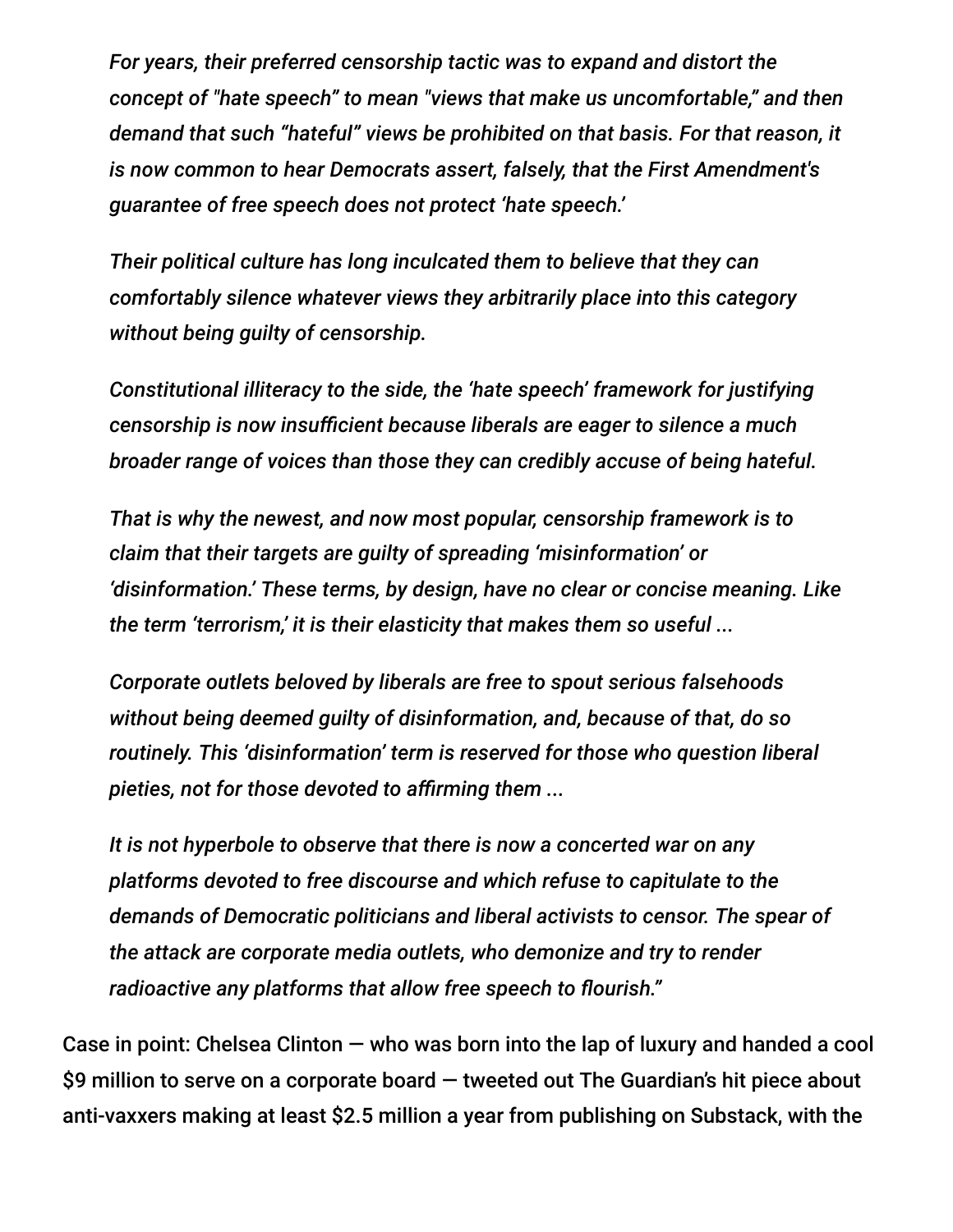*For years, their preferred censorship tactic was to expand and distort the concept of "hate speech" to mean "views that make us uncomfortable," and then demand that such "hateful" views be prohibited on that basis. For that reason, it is now common to hear Democrats assert, falsely, that the First Amendment's guarantee of free speech does not protect 'hate speech.'*

*Their political culture has long inculcated them to believe that they can comfortably silence whatever views they arbitrarily place into this category without being guilty of censorship.*

*Constitutional illiteracy to the side, the 'hate speech' framework for justifying censorship is now insufficient because liberals are eager to silence a much broader range of voices than those they can credibly accuse of being hateful.*

*That is why the newest, and now most popular, censorship framework is to claim that their targets are guilty of spreading 'misinformation' or 'disinformation.' These terms, by design, have no clear or concise meaning. Like the term 'terrorism,' it is their elasticity that makes them so useful ...*

*Corporate outlets beloved by liberals are free to spout serious falsehoods without being deemed guilty of disinformation, and, because of that, do so routinely. This 'disinformation' term is reserved for those who question liberal pieties, not for those devoted to affirming them ...*

*It is not hyperbole to observe that there is now a concerted war on any platforms devoted to free discourse and which refuse to capitulate to the demands of Democratic politicians and liberal activists to censor. The spear of the attack are corporate media outlets, who demonize and try to render radioactive any platforms that allow free speech to flourish."*

Case in point: Chelsea Clinton — who was born into the lap of luxury and handed a cool $9 million to serve on a corporate board — tweeted out The Guardian's hit piece about anti-vaxxers making at least $2.5 million a year from publishing on Substack, with the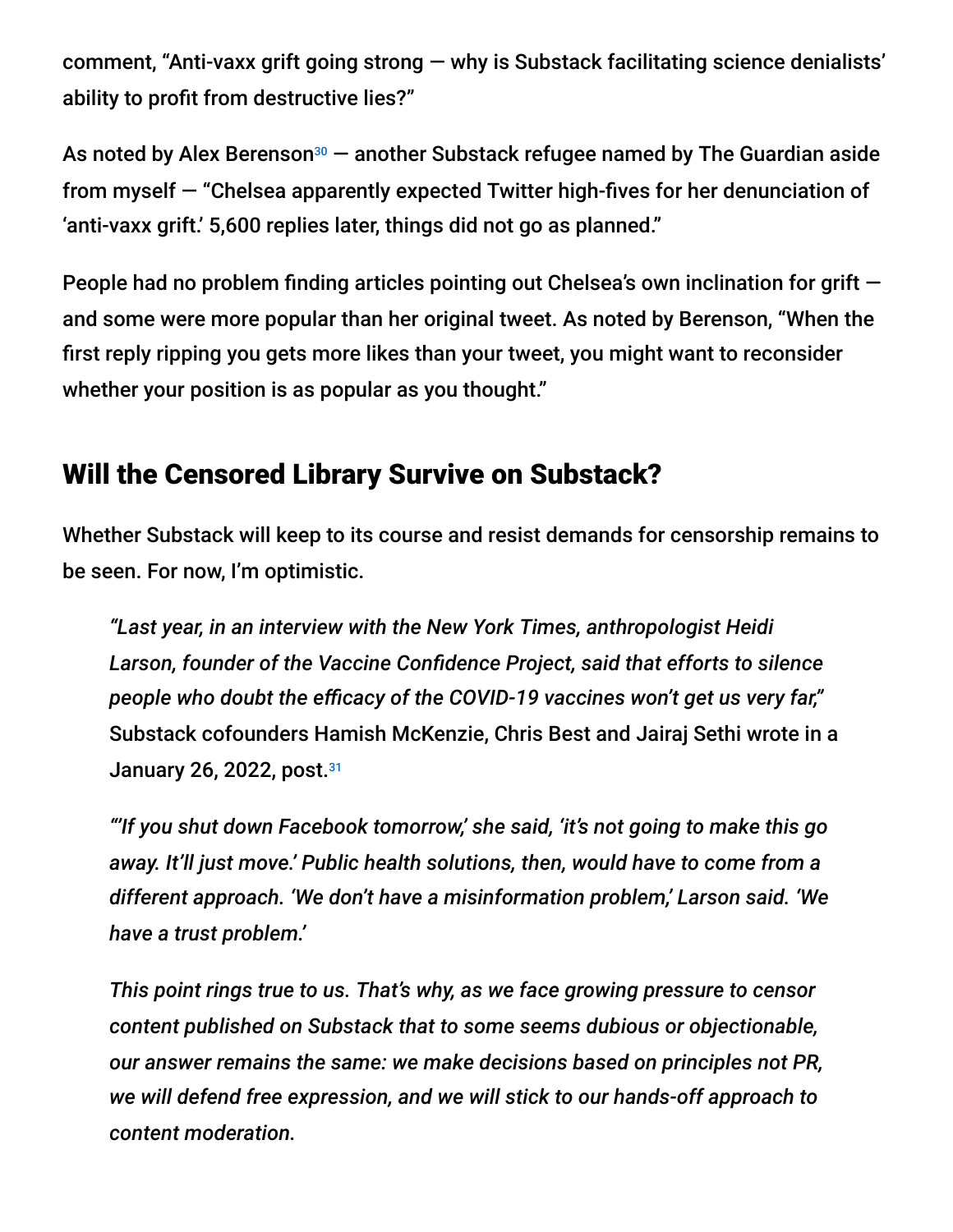comment, "Anti-vaxx grift going strong — why is Substack facilitating science denialists' ability to profit from destructive lies?"

As noted by Alex Berenson[30] — another Substack refugee named by The Guardian aside from myself — "Chelsea apparently expected Twitter high-fives for her denunciation of 'anti-vaxx grift.' 5,600 replies later, things did not go as planned."

People had no problem finding articles pointing out Chelsea's own inclination for grift — and some were more popular than her original tweet. As noted by Berenson, "When the first reply ripping you gets more likes than your tweet, you might want to reconsider whether your position is as popular as you thought."

## Will the Censored Library Survive on Substack?

Whether Substack will keep to its course and resist demands for censorship remains to be seen. For now, I'm optimistic.

> *"Last year, in an interview with the New York Times, anthropologist Heidi Larson, founder of the Vaccine Confidence Project, said that efforts to silence people who doubt the efficacy of the COVID-19 vaccines won't get us very far,"* Substack cofounders Hamish McKenzie, Chris Best and Jairaj Sethi wrote in a January 26, 2022, post.[31]
>
> *"'If you shut down Facebook tomorrow,' she said, 'it's not going to make this go away. It'll just move.' Public health solutions, then, would have to come from a different approach. 'We don't have a misinformation problem,' Larson said. 'We have a trust problem.'*
>
> *This point rings true to us. That's why, as we face growing pressure to censor content published on Substack that to some seems dubious or objectionable, our answer remains the same: we make decisions based on principles not PR, we will defend free expression, and we will stick to our hands-off approach to content moderation.*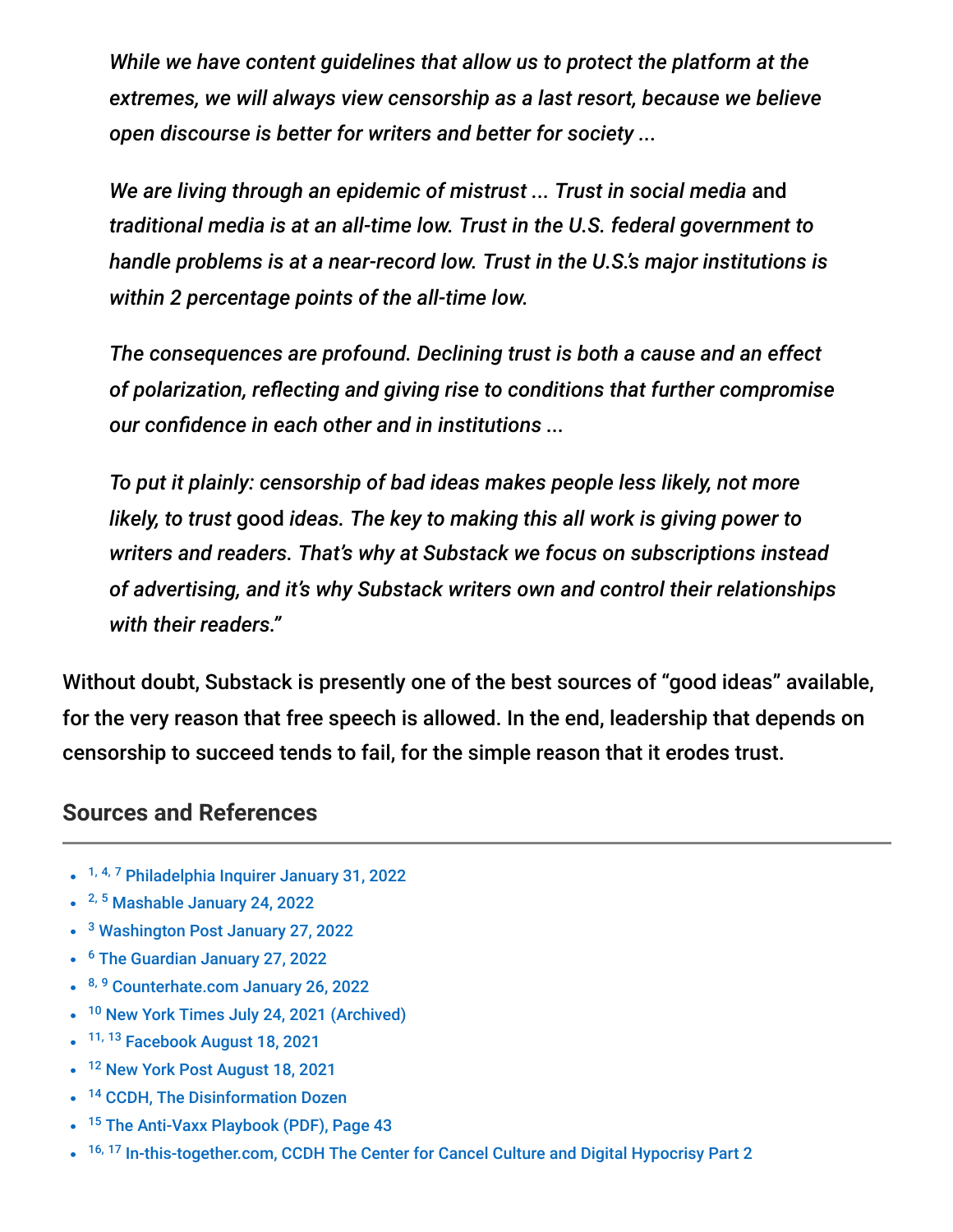> *While we have content guidelines that allow us to protect the platform at the extremes, we will always view censorship as a last resort, because we believe open discourse is better for writers and better for society ...*
>
> *We are living through an epidemic of mistrust ... Trust in social media* and *traditional media is at an all-time low. Trust in the U.S. federal government to handle problems is at a near-record low. Trust in the U.S.'s major institutions is within 2 percentage points of the all-time low.*
>
> *The consequences are profound. Declining trust is both a cause and an effect of polarization, reflecting and giving rise to conditions that further compromise our confidence in each other and in institutions ...*
>
> *To put it plainly: censorship of bad ideas makes people less likely, not more likely, to trust* good *ideas. The key to making this all work is giving power to writers and readers. That's why at Substack we focus on subscriptions instead of advertising, and it's why Substack writers own and control their relationships with their readers."*

Without doubt, Substack is presently one of the best sources of "good ideas" available, for the very reason that free speech is allowed. In the end, leadership that depends on censorship to succeed tends to fail, for the simple reason that it erodes trust.

## Sources and References

- [1, 4, 7] Philadelphia Inquirer January 31, 2022
- [2, 5] Mashable January 24, 2022
- [3] Washington Post January 27, 2022
- [6] The Guardian January 27, 2022
- [8, 9] Counterhate.com January 26, 2022
- [10] New York Times July 24, 2021 (Archived)
- [11, 13] Facebook August 18, 2021
- [12] New York Post August 18, 2021
- [14] CCDH, The Disinformation Dozen
- [15] The Anti-Vaxx Playbook (PDF), Page 43
- [16, 17] In-this-together.com, CCDH The Center for Cancel Culture and Digital Hypocrisy Part 2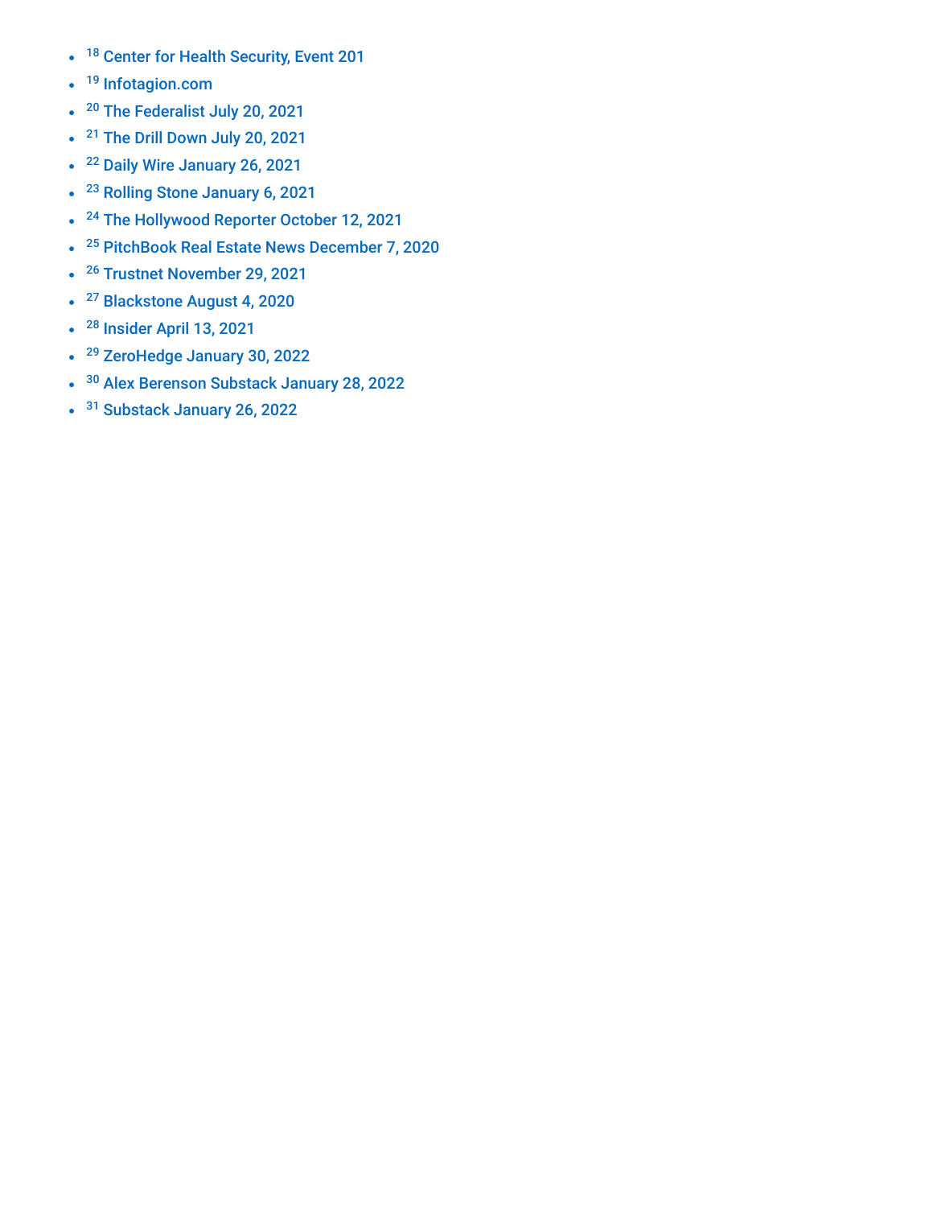- [18] Center for Health Security, Event 201
- [19] Infotagion.com
- [20] The Federalist July 20, 2021
- [21] The Drill Down July 20, 2021
- [22] Daily Wire January 26, 2021
- [23] Rolling Stone January 6, 2021
- [24] The Hollywood Reporter October 12, 2021
- [25] PitchBook Real Estate News December 7, 2020
- [26] Trustnet November 29, 2021
- [27] Blackstone August 4, 2020
- [28] Insider April 13, 2021
- [29] ZeroHedge January 30, 2022
- [30] Alex Berenson Substack January 28, 2022
- [31] Substack January 26, 2022